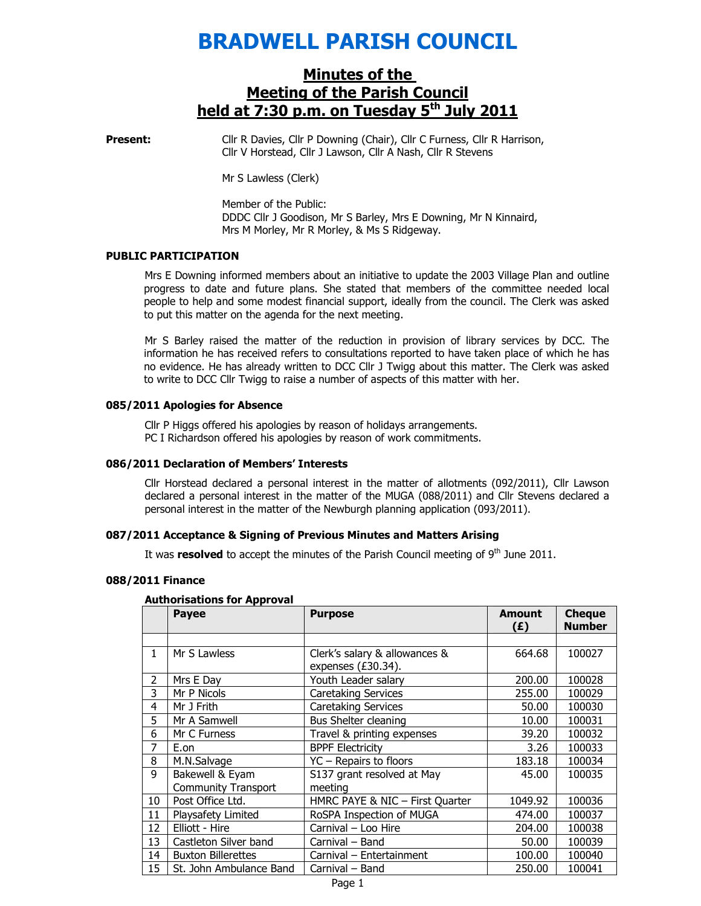# BRADWELL PARISH COUNCIL

## Minutes of the Meeting of the Parish Council held at 7:30 p.m. on Tuesday 5th July 2011

**Present:** Cllr R Davies, Cllr P Downing (Chair), Cllr C Furness, Cllr R Harrison, Cllr V Horstead, Cllr J Lawson, Cllr A Nash, Cllr R Stevens

Mr S Lawless (Clerk)

Member of the Public:
DDDC Cllr J Goodison, Mr S Barley, Mrs E Downing, Mr N Kinnaird, Mrs M Morley, Mr R Morley, & Ms S Ridgeway.

### PUBLIC PARTICIPATION

Mrs E Downing informed members about an initiative to update the 2003 Village Plan and outline progress to date and future plans. She stated that members of the committee needed local people to help and some modest financial support, ideally from the council. The Clerk was asked to put this matter on the agenda for the next meeting.

Mr S Barley raised the matter of the reduction in provision of library services by DCC. The information he has received refers to consultations reported to have taken place of which he has no evidence. He has already written to DCC Cllr J Twigg about this matter. The Clerk was asked to write to DCC Cllr Twigg to raise a number of aspects of this matter with her.

### 085/2011 Apologies for Absence

Cllr P Higgs offered his apologies by reason of holidays arrangements.
PC I Richardson offered his apologies by reason of work commitments.

### 086/2011 Declaration of Members' Interests

Cllr Horstead declared a personal interest in the matter of allotments (092/2011), Cllr Lawson declared a personal interest in the matter of the MUGA (088/2011) and Cllr Stevens declared a personal interest in the matter of the Newburgh planning application (093/2011).

### 087/2011 Acceptance & Signing of Previous Minutes and Matters Arising

It was **resolved** to accept the minutes of the Parish Council meeting of 9th June 2011.

### 088/2011 Finance

**Authorisations for Approval**

| | Payee | Purpose | Amount (£) | Cheque Number |
|---|---|---|---|---|
| | | | | |
| 1 | Mr S Lawless | Clerk's salary & allowances & expenses (£30.34). | 664.68 | 100027 |
| 2 | Mrs E Day | Youth Leader salary | 200.00 | 100028 |
| 3 | Mr P Nicols | Caretaking Services | 255.00 | 100029 |
| 4 | Mr J Frith | Caretaking Services | 50.00 | 100030 |
| 5 | Mr A Samwell | Bus Shelter cleaning | 10.00 | 100031 |
| 6 | Mr C Furness | Travel & printing expenses | 39.20 | 100032 |
| 7 | E.on | BPPF Electricity | 3.26 | 100033 |
| 8 | M.N.Salvage | YC – Repairs to floors | 183.18 | 100034 |
| 9 | Bakewell & Eyam Community Transport | S137 grant resolved at May meeting | 45.00 | 100035 |
| 10 | Post Office Ltd. | HMRC PAYE & NIC – First Quarter | 1049.92 | 100036 |
| 11 | Playsafety Limited | RoSPA Inspection of MUGA | 474.00 | 100037 |
| 12 | Elliott - Hire | Carnival – Loo Hire | 204.00 | 100038 |
| 13 | Castleton Silver band | Carnival – Band | 50.00 | 100039 |
| 14 | Buxton Billerettes | Carnival – Entertainment | 100.00 | 100040 |
| 15 | St. John Ambulance Band | Carnival – Band | 250.00 | 100041 |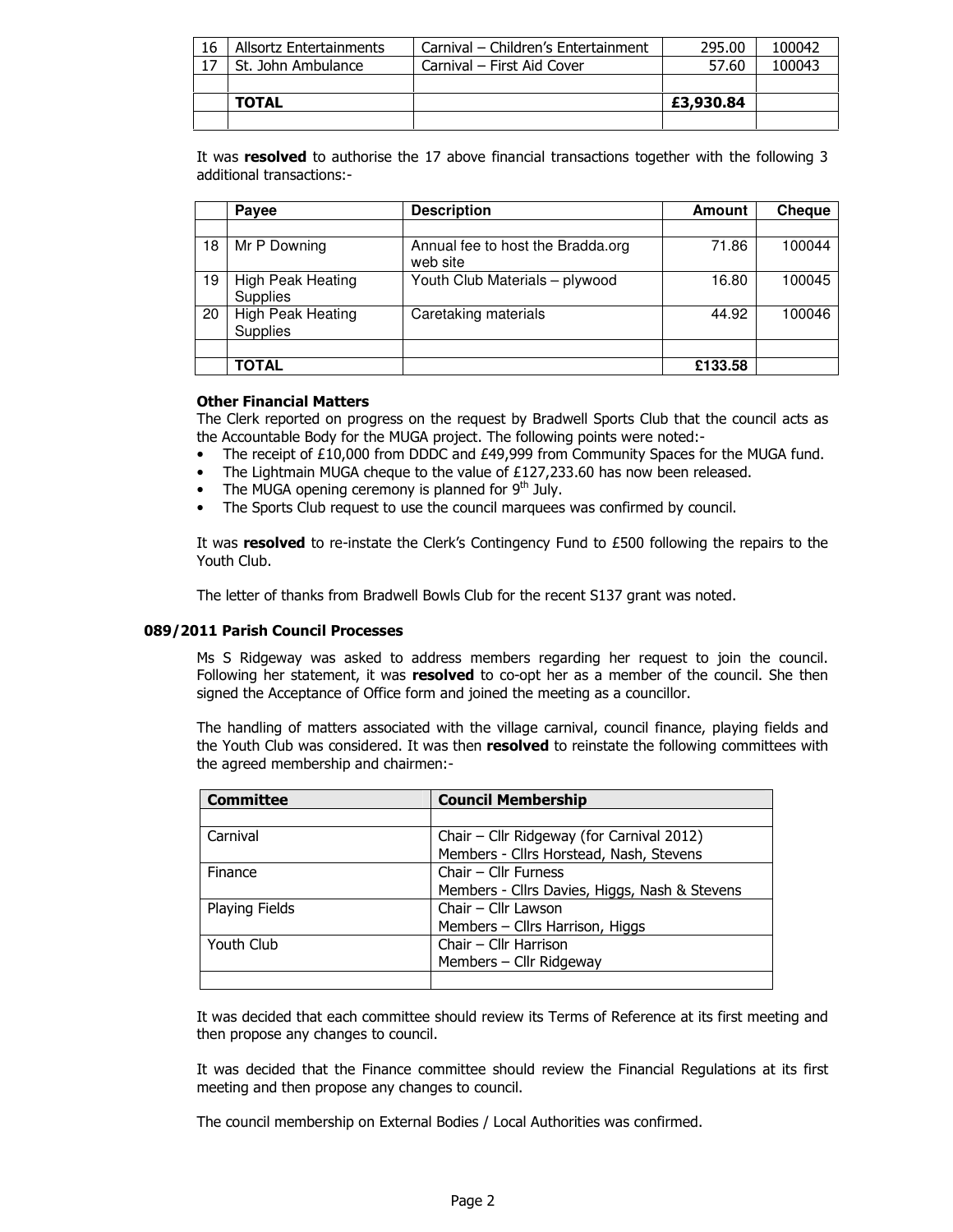| 16 | Allsortz Entertainments | Carnival – Children's Entertainment | 295.00 | 100042 |
|---|---|---|---|---|
| 17 | St. John Ambulance | Carnival – First Aid Cover | 57.60 | 100043 |
| | | | | |
| | **TOTAL** | | **£3,930.84** | |
| | | | | |

It was **resolved** to authorise the 17 above financial transactions together with the following 3 additional transactions:-

| | Payee | Description | Amount | Cheque |
|---|---|---|---|---|
| | | | | |
| 18 | Mr P Downing | Annual fee to host the Bradda.org web site | 71.86 | 100044 |
| 19 | High Peak Heating Supplies | Youth Club Materials – plywood | 16.80 | 100045 |
| 20 | High Peak Heating Supplies | Caretaking materials | 44.92 | 100046 |
| | | | | |
| | **TOTAL** | | **£133.58** | |

**Other Financial Matters**

The Clerk reported on progress on the request by Bradwell Sports Club that the council acts as the Accountable Body for the MUGA project. The following points were noted:-

- The receipt of £10,000 from DDDC and £49,999 from Community Spaces for the MUGA fund.
- The Lightmain MUGA cheque to the value of £127,233.60 has now been released.
- The MUGA opening ceremony is planned for 9th July.
- The Sports Club request to use the council marquees was confirmed by council.

It was **resolved** to re-instate the Clerk's Contingency Fund to £500 following the repairs to the Youth Club.

The letter of thanks from Bradwell Bowls Club for the recent S137 grant was noted.

**089/2011 Parish Council Processes**

Ms S Ridgeway was asked to address members regarding her request to join the council. Following her statement, it was **resolved** to co-opt her as a member of the council. She then signed the Acceptance of Office form and joined the meeting as a councillor.

The handling of matters associated with the village carnival, council finance, playing fields and the Youth Club was considered. It was then **resolved** to reinstate the following committees with the agreed membership and chairmen:-

| Committee | Council Membership |
|---|---|
| | |
| Carnival | Chair – Cllr Ridgeway (for Carnival 2012)<br>Members - Cllrs Horstead, Nash, Stevens |
| Finance | Chair – Cllr Furness<br>Members - Cllrs Davies, Higgs, Nash & Stevens |
| Playing Fields | Chair – Cllr Lawson<br>Members – Cllrs Harrison, Higgs |
| Youth Club | Chair – Cllr Harrison<br>Members – Cllr Ridgeway |
| | |

It was decided that each committee should review its Terms of Reference at its first meeting and then propose any changes to council.

It was decided that the Finance committee should review the Financial Regulations at its first meeting and then propose any changes to council.

The council membership on External Bodies / Local Authorities was confirmed.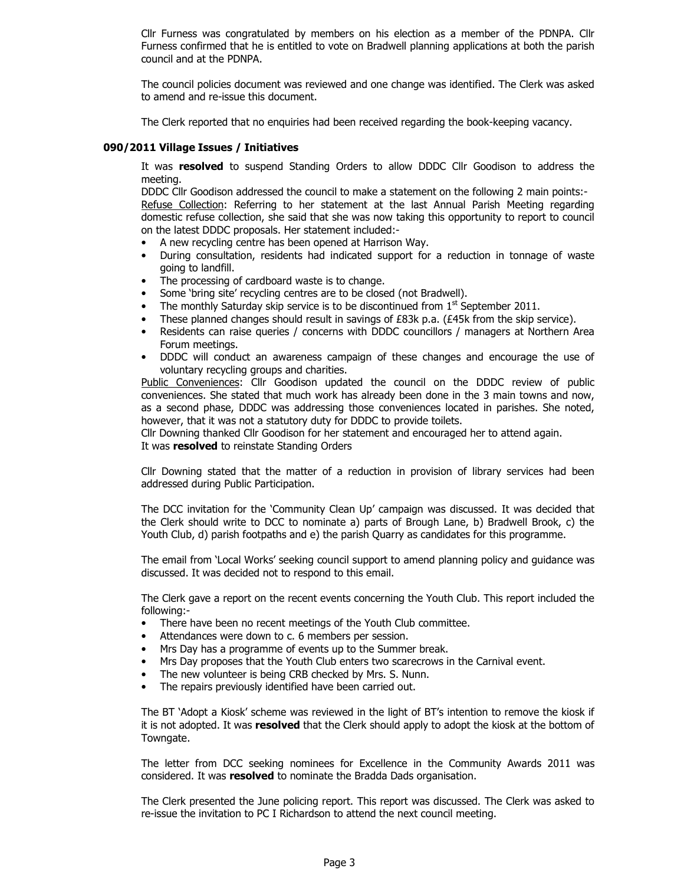Cllr Furness was congratulated by members on his election as a member of the PDNPA. Cllr Furness confirmed that he is entitled to vote on Bradwell planning applications at both the parish council and at the PDNPA.

The council policies document was reviewed and one change was identified. The Clerk was asked to amend and re-issue this document.

The Clerk reported that no enquiries had been received regarding the book-keeping vacancy.

### 090/2011 Village Issues / Initiatives

It was **resolved** to suspend Standing Orders to allow DDDC Cllr Goodison to address the meeting.

DDDC Cllr Goodison addressed the council to make a statement on the following 2 main points:-

Refuse Collection: Referring to her statement at the last Annual Parish Meeting regarding domestic refuse collection, she said that she was now taking this opportunity to report to council on the latest DDDC proposals. Her statement included:-

- A new recycling centre has been opened at Harrison Way.
- During consultation, residents had indicated support for a reduction in tonnage of waste going to landfill.
- The processing of cardboard waste is to change.
- Some 'bring site' recycling centres are to be closed (not Bradwell).
- The monthly Saturday skip service is to be discontinued from 1st September 2011.
- These planned changes should result in savings of £83k p.a. (£45k from the skip service).
- Residents can raise queries / concerns with DDDC councillors / managers at Northern Area Forum meetings.
- DDDC will conduct an awareness campaign of these changes and encourage the use of voluntary recycling groups and charities.

Public Conveniences: Cllr Goodison updated the council on the DDDC review of public conveniences. She stated that much work has already been done in the 3 main towns and now, as a second phase, DDDC was addressing those conveniences located in parishes. She noted, however, that it was not a statutory duty for DDDC to provide toilets.

Cllr Downing thanked Cllr Goodison for her statement and encouraged her to attend again.

It was **resolved** to reinstate Standing Orders

Cllr Downing stated that the matter of a reduction in provision of library services had been addressed during Public Participation.

The DCC invitation for the 'Community Clean Up' campaign was discussed. It was decided that the Clerk should write to DCC to nominate a) parts of Brough Lane, b) Bradwell Brook, c) the Youth Club, d) parish footpaths and e) the parish Quarry as candidates for this programme.

The email from 'Local Works' seeking council support to amend planning policy and guidance was discussed. It was decided not to respond to this email.

The Clerk gave a report on the recent events concerning the Youth Club. This report included the following:-

- There have been no recent meetings of the Youth Club committee.
- Attendances were down to c. 6 members per session.
- Mrs Day has a programme of events up to the Summer break.
- Mrs Day proposes that the Youth Club enters two scarecrows in the Carnival event.
- The new volunteer is being CRB checked by Mrs. S. Nunn.
- The repairs previously identified have been carried out.

The BT 'Adopt a Kiosk' scheme was reviewed in the light of BT's intention to remove the kiosk if it is not adopted. It was **resolved** that the Clerk should apply to adopt the kiosk at the bottom of Towngate.

The letter from DCC seeking nominees for Excellence in the Community Awards 2011 was considered. It was **resolved** to nominate the Bradda Dads organisation.

The Clerk presented the June policing report. This report was discussed. The Clerk was asked to re-issue the invitation to PC I Richardson to attend the next council meeting.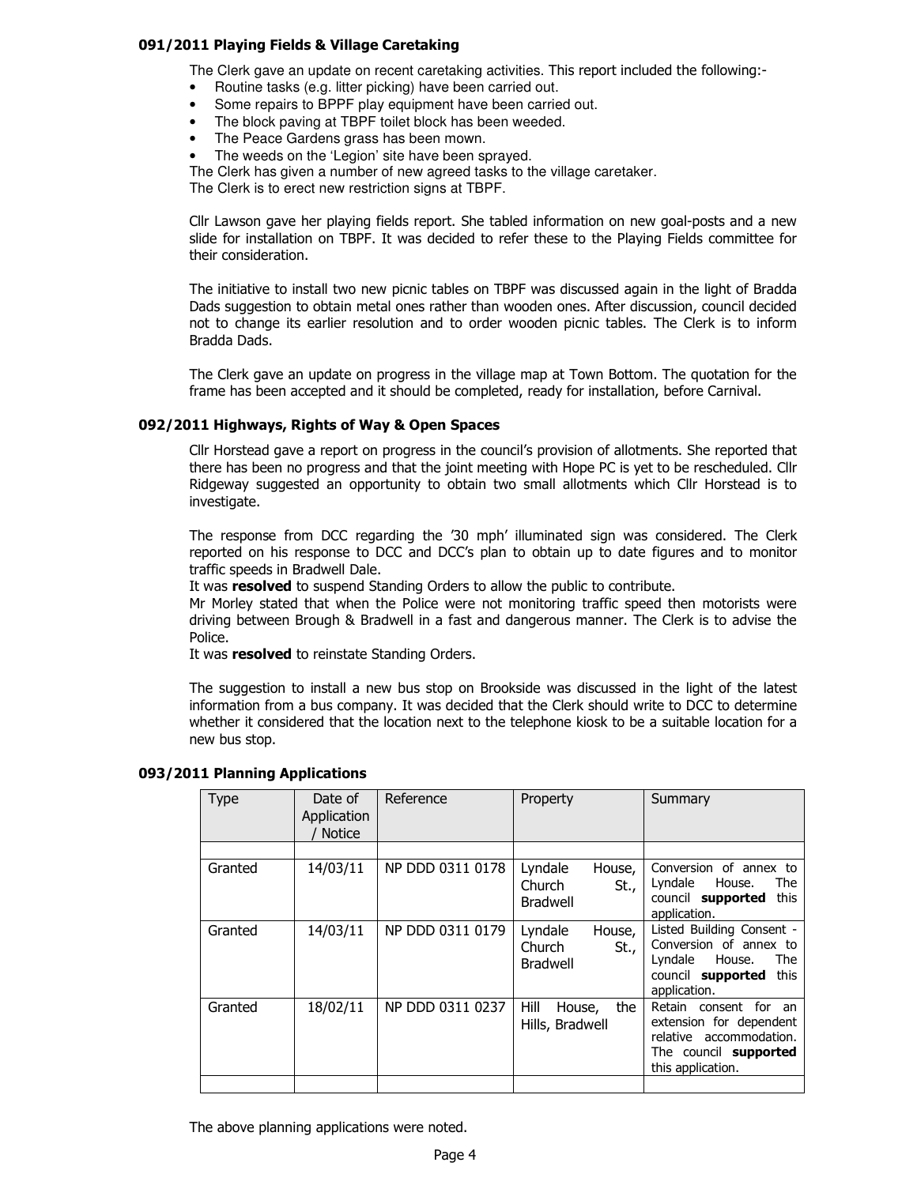### 091/2011 Playing Fields & Village Caretaking

The Clerk gave an update on recent caretaking activities. This report included the following:-

- Routine tasks (e.g. litter picking) have been carried out.
- Some repairs to BPPF play equipment have been carried out.
- The block paving at TBPF toilet block has been weeded.
- The Peace Gardens grass has been mown.
- The weeds on the 'Legion' site have been sprayed.

The Clerk has given a number of new agreed tasks to the village caretaker.
The Clerk is to erect new restriction signs at TBPF.

Cllr Lawson gave her playing fields report. She tabled information on new goal-posts and a new slide for installation on TBPF. It was decided to refer these to the Playing Fields committee for their consideration.

The initiative to install two new picnic tables on TBPF was discussed again in the light of Bradda Dads suggestion to obtain metal ones rather than wooden ones. After discussion, council decided not to change its earlier resolution and to order wooden picnic tables. The Clerk is to inform Bradda Dads.

The Clerk gave an update on progress in the village map at Town Bottom. The quotation for the frame has been accepted and it should be completed, ready for installation, before Carnival.

### 092/2011 Highways, Rights of Way & Open Spaces

Cllr Horstead gave a report on progress in the council's provision of allotments. She reported that there has been no progress and that the joint meeting with Hope PC is yet to be rescheduled. Cllr Ridgeway suggested an opportunity to obtain two small allotments which Cllr Horstead is to investigate.

The response from DCC regarding the '30 mph' illuminated sign was considered. The Clerk reported on his response to DCC and DCC's plan to obtain up to date figures and to monitor traffic speeds in Bradwell Dale.
It was **resolved** to suspend Standing Orders to allow the public to contribute.
Mr Morley stated that when the Police were not monitoring traffic speed then motorists were driving between Brough & Bradwell in a fast and dangerous manner. The Clerk is to advise the Police.
It was **resolved** to reinstate Standing Orders.

The suggestion to install a new bus stop on Brookside was discussed in the light of the latest information from a bus company. It was decided that the Clerk should write to DCC to determine whether it considered that the location next to the telephone kiosk to be a suitable location for a new bus stop.

### 093/2011 Planning Applications

| Type | Date of Application / Notice | Reference | Property | Summary |
|---|---|---|---|---|
| | | | | |
| Granted | 14/03/11 | NP DDD 0311 0178 | Lyndale House, Church St., Bradwell | Conversion of annex to Lyndale House. The council **supported** this application. |
| Granted | 14/03/11 | NP DDD 0311 0179 | Lyndale House, Church St., Bradwell | Listed Building Consent - Conversion of annex to Lyndale House. The council **supported** this application. |
| Granted | 18/02/11 | NP DDD 0311 0237 | Hill House, the Hills, Bradwell | Retain consent for an extension for dependent relative accommodation. The council **supported** this application. |
| | | | | |

The above planning applications were noted.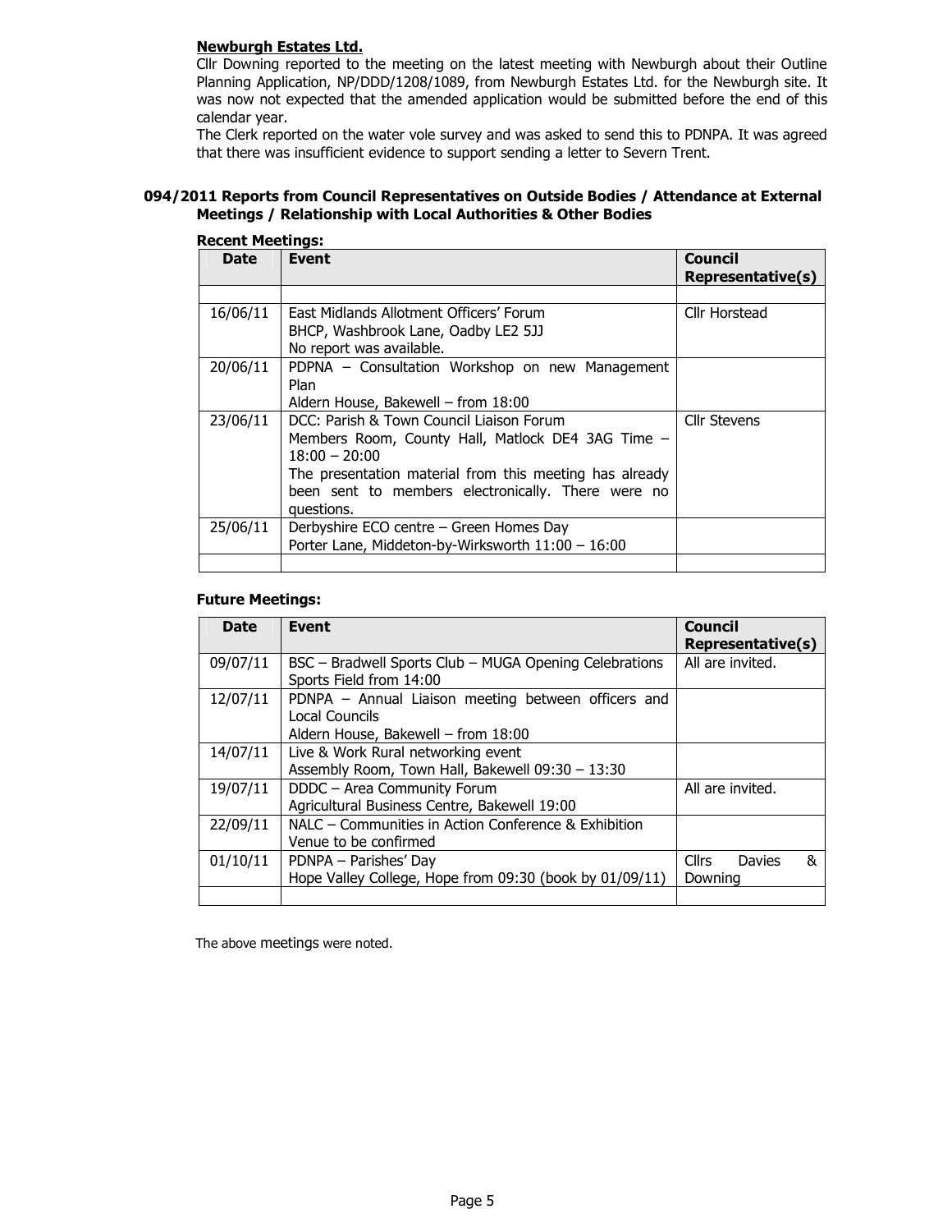**Newburgh Estates Ltd.**

Cllr Downing reported to the meeting on the latest meeting with Newburgh about their Outline Planning Application, NP/DDD/1208/1089, from Newburgh Estates Ltd. for the Newburgh site. It was now not expected that the amended application would be submitted before the end of this calendar year.

The Clerk reported on the water vole survey and was asked to send this to PDNPA. It was agreed that there was insufficient evidence to support sending a letter to Severn Trent.

**094/2011 Reports from Council Representatives on Outside Bodies / Attendance at External Meetings / Relationship with Local Authorities & Other Bodies**

**Recent Meetings:**

| Date | Event | Council Representative(s) |
|---|---|---|
| | | |
| 16/06/11 | East Midlands Allotment Officers' Forum<br>BHCP, Washbrook Lane, Oadby LE2 5JJ<br>No report was available. | Cllr Horstead |
| 20/06/11 | PDPNA – Consultation Workshop on new Management Plan<br>Aldern House, Bakewell – from 18:00 | |
| 23/06/11 | DCC: Parish & Town Council Liaison Forum<br>Members Room, County Hall, Matlock DE4 3AG Time – 18:00 – 20:00<br>The presentation material from this meeting has already been sent to members electronically. There were no questions. | Cllr Stevens |
| 25/06/11 | Derbyshire ECO centre – Green Homes Day<br>Porter Lane, Middeton-by-Wirksworth 11:00 – 16:00 | |
| | | |

**Future Meetings:**

| Date | Event | Council Representative(s) |
|---|---|---|
| 09/07/11 | BSC – Bradwell Sports Club – MUGA Opening Celebrations<br>Sports Field from 14:00 | All are invited. |
| 12/07/11 | PDNPA – Annual Liaison meeting between officers and Local Councils<br>Aldern House, Bakewell – from 18:00 | |
| 14/07/11 | Live & Work Rural networking event<br>Assembly Room, Town Hall, Bakewell 09:30 – 13:30 | |
| 19/07/11 | DDDC – Area Community Forum<br>Agricultural Business Centre, Bakewell 19:00 | All are invited. |
| 22/09/11 | NALC – Communities in Action Conference & Exhibition<br>Venue to be confirmed | |
| 01/10/11 | PDNPA – Parishes' Day<br>Hope Valley College, Hope from 09:30 (book by 01/09/11) | Cllrs Davies & Downing |
| | | |

The above meetings were noted.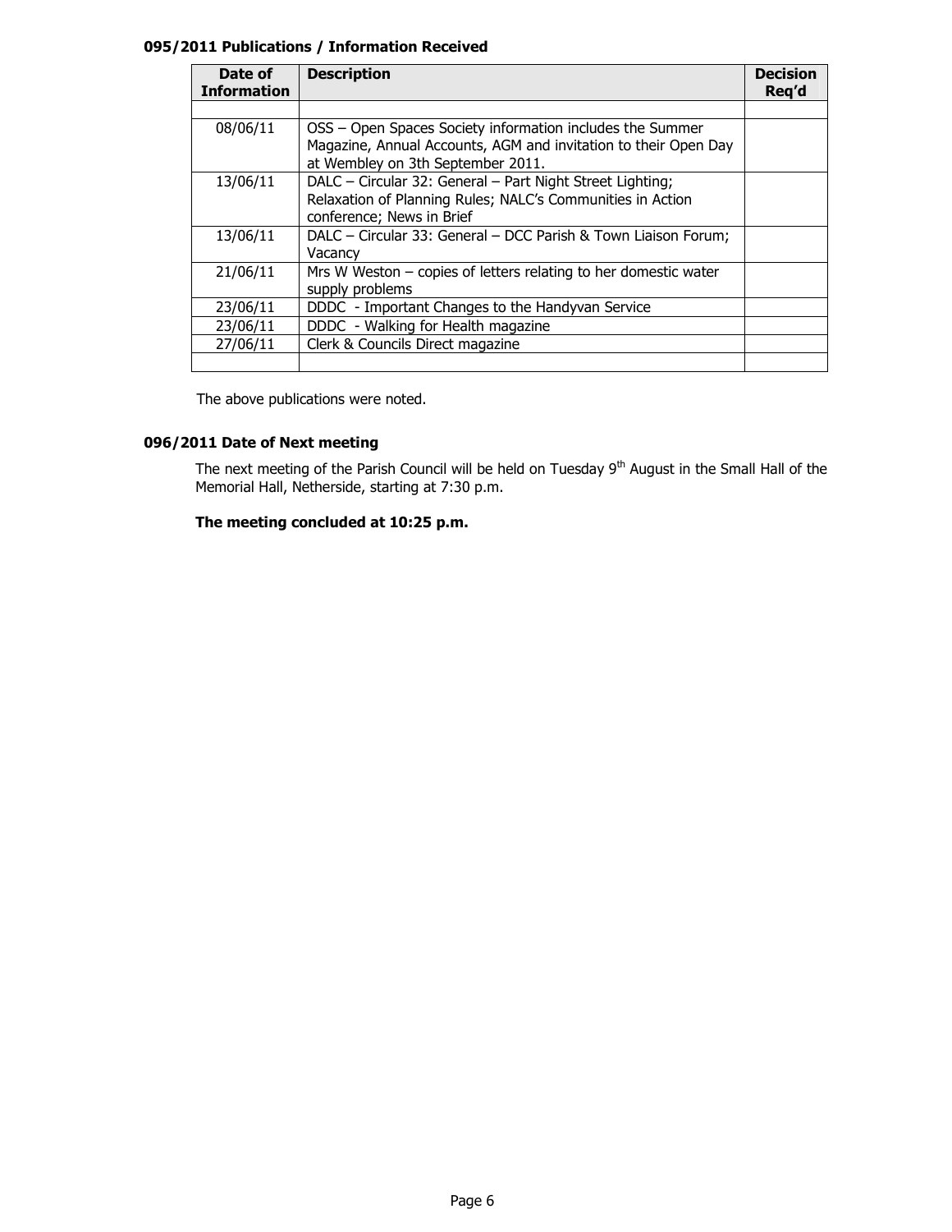### 095/2011 Publications / Information Received

| Date of Information | Description | Decision Req'd |
|---|---|---|
| | | |
| 08/06/11 | OSS – Open Spaces Society information includes the Summer Magazine, Annual Accounts, AGM and invitation to their Open Day at Wembley on 3th September 2011. | |
| 13/06/11 | DALC – Circular 32: General – Part Night Street Lighting; Relaxation of Planning Rules; NALC's Communities in Action conference; News in Brief | |
| 13/06/11 | DALC – Circular 33: General – DCC Parish & Town Liaison Forum; Vacancy | |
| 21/06/11 | Mrs W Weston – copies of letters relating to her domestic water supply problems | |
| 23/06/11 | DDDC - Important Changes to the Handyvan Service | |
| 23/06/11 | DDDC - Walking for Health magazine | |
| 27/06/11 | Clerk & Councils Direct magazine | |
| | | |

The above publications were noted.

### 096/2011 Date of Next meeting

The next meeting of the Parish Council will be held on Tuesday 9th August in the Small Hall of the Memorial Hall, Netherside, starting at 7:30 p.m.

**The meeting concluded at 10:25 p.m.**